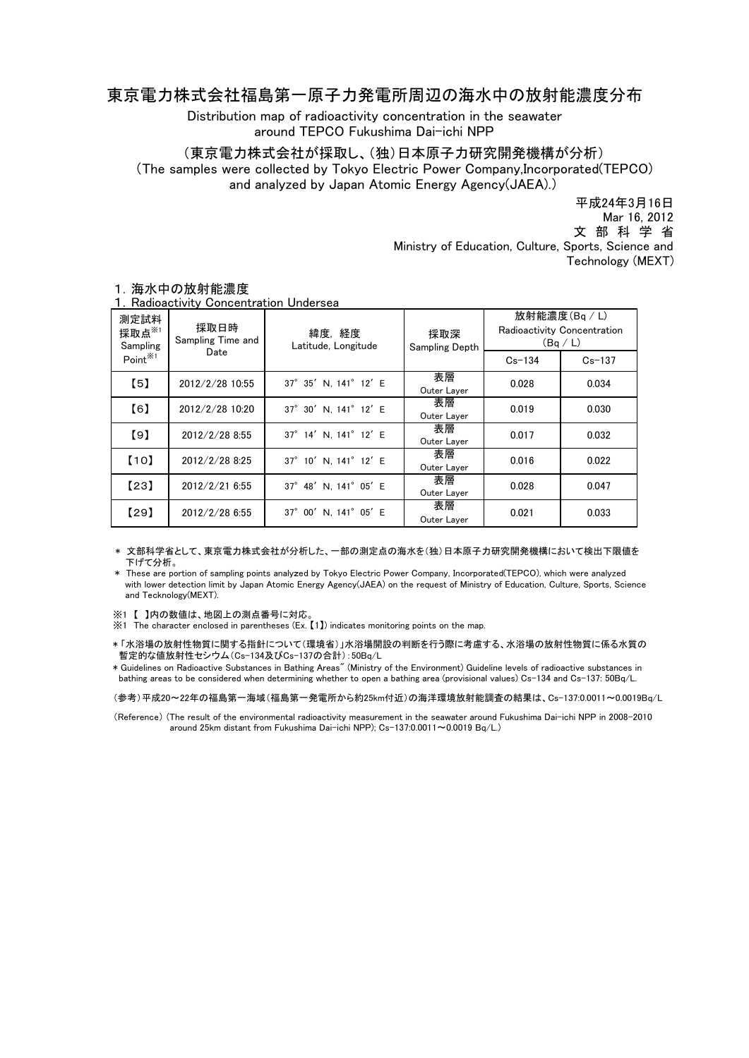# 東京電力株式会社福島第一原子力発電所周辺の海水中の放射能濃度分布

Distribution map of radioactivity concentration in the seawater around TEPCO Fukushima Dai-ichi NPP

（東京電力株式会社が採取し、(独)日本原子力研究開発機構が分析）

(The samples were collected by Tokyo Electric Power Company,Incorporated(TEPCO) and analyzed by Japan Atomic Energy Agency(JAEA).)

平成24年3月16日
Mar 16, 2012
文 部 科 学 省
Ministry of Education, Culture, Sports, Science and Technology (MEXT)

## 1. 海水中の放射能濃度
## 1. Radioactivity Concentration Undersea

| 測定試料採取点※1 Sampling Point※1 | 採取日時 Sampling Time and Date | 緯度, 経度 Latitude, Longitude | 採取深 Sampling Depth | 放射能濃度(Bq / L) Radioactivity Concentration (Bq / L) | |
|---|---|---|---|---|---|
| | | | | Cs-134 | Cs-137 |
| 【5】 | 2012/2/28 10:55 | 37° 35′ N, 141° 12′ E | 表層 Outer Layer | 0.028 | 0.034 |
| 【6】 | 2012/2/28 10:20 | 37° 30′ N, 141° 12′ E | 表層 Outer Layer | 0.019 | 0.030 |
| 【9】 | 2012/2/28 8:55 | 37° 14′ N, 141° 12′ E | 表層 Outer Layer | 0.017 | 0.032 |
| 【10】 | 2012/2/28 8:25 | 37° 10′ N, 141° 12′ E | 表層 Outer Layer | 0.016 | 0.022 |
| 【23】 | 2012/2/21 6:55 | 37° 48′ N, 141° 05′ E | 表層 Outer Layer | 0.028 | 0.047 |
| 【29】 | 2012/2/28 6:55 | 37° 00′ N, 141° 05′ E | 表層 Outer Layer | 0.021 | 0.033 |

＊ 文部科学省として、東京電力株式会社が分析した、一部の測定点の海水を(独)日本原子力研究開発機構において検出下限値を下げて分析。

＊ These are portion of sampling points analyzed by Tokyo Electric Power Company, Incorporated(TEPCO), which were analyzed with lower detection limit by Japan Atomic Energy Agency(JAEA) on the request of Ministry of Education, Culture, Sports, Science and Tecknology(MEXT).

※1 【 】内の数値は、地図上の測点番号に対応。

※1 The character enclosed in parentheses (Ex.【1】) indicates monitoring points on the map.

＊「水浴場の放射性物質に関する指針について（環境省）」水浴場開設の判断を行う際に考慮する、水浴場の放射性物質に係る水質の暫定的な値放射性セシウム（Cs-134及びCs-137の合計）：50Bq/L

＊Guidelines on Radioactive Substances in Bathing Areas" (Ministry of the Environment) Guideline levels of radioactive substances in bathing areas to be considered when determining whether to open a bathing area (provisional values) Cs-134 and Cs-137: 50Bq/L.

（参考）平成20～22年の福島第一海域（福島第一発電所から約25km付近）の海洋環境放射能調査の結果は、Cs-137:0.0011～0.0019Bq/L

(Reference) (The result of the environmental radioactivity measurement in the seawater around Fukushima Dai-ichi NPP in 2008-2010 around 25km distant from Fukushima Dai-ichi NPP); Cs-137:0.0011～0.0019 Bq/L.)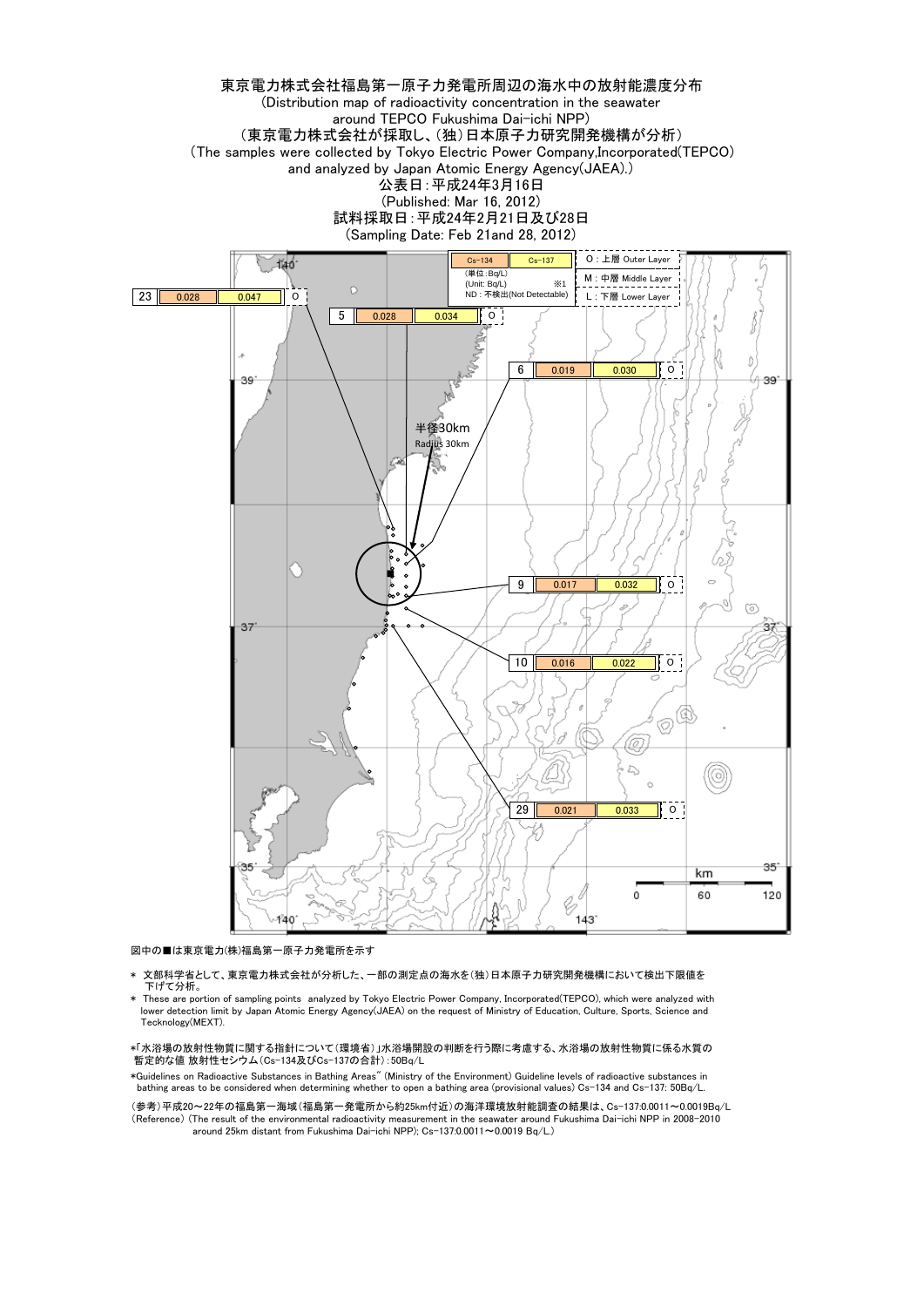# 東京電力株式会社福島第一原子力発電所周辺の海水中の放射能濃度分布

(Distribution map of radioactivity concentration in the seawater around TEPCO Fukushima Dai-ichi NPP)

(東京電力株式会社が採取し、(独)日本原子力研究開発機構が分析)

(The samples were collected by Tokyo Electric Power Company,Incorporated(TEPCO) and analyzed by Japan Atomic Energy Agency(JAEA).)

公表日：平成24年3月16日

(Published: Mar 16, 2012)

試料採取日：平成24年2月21日及び28日

(Sampling Date: Feb 21and 28, 2012)

| 測定点 | Cs-134 | Cs-137 | 層 |
|---|---|---|---|
| 23 | 0.028 | 0.047 | O |
| 5 | 0.028 | 0.034 | O |
| 6 | 0.019 | 0.030 | O |
| 9 | 0.017 | 0.032 | O |
| 10 | 0.016 | 0.022 | O |
| 29 | 0.021 | 0.033 | O |

(単位：Bq/L)
(Unit: Bq/L) ※1
ND：不検出(Not Detectable)

O：上層 Outer Layer
M：中層 Middle Layer
L：下層 Lower Layer

半径30km
Radius 30km

図中の■は東京電力(株)福島第一原子力発電所を示す

* 文部科学省として、東京電力株式会社が分析した、一部の測定点の海水を(独)日本原子力研究開発機構において検出下限値を下げて分析。
* These are portion of sampling points analyzed by Tokyo Electric Power Company, Incorporated(TEPCO), which were analyzed with lower detection limit by Japan Atomic Energy Agency(JAEA) on the request of Ministry of Education, Culture, Sports, Science and Tecknology(MEXT).

*「水浴場の放射性物質に関する指針について(環境省)」水浴場開設の判断を行う際に考慮する、水浴場の放射性物質に係る水質の暫定的な値 放射性セシウム(Cs-134及びCs-137の合計)：50Bq/L

*Guidelines on Radioactive Substances in Bathing Areas" (Ministry of the Environment) Guideline levels of radioactive substances in bathing areas to be considered when determining whether to open a bathing area (provisional values) Cs-134 and Cs-137: 50Bq/L.

(参考)平成20～22年の福島第一海域(福島第一発電所から約25km付近)の海洋環境放射能調査の結果は、Cs-137:0.0011～0.0019Bq/L
(Reference) (The result of the environmental radioactivity measurement in the seawater around Fukushima Dai-ichi NPP in 2008-2010 around 25km distant from Fukushima Dai-ichi NPP); Cs-137:0.0011～0.0019 Bq/L.)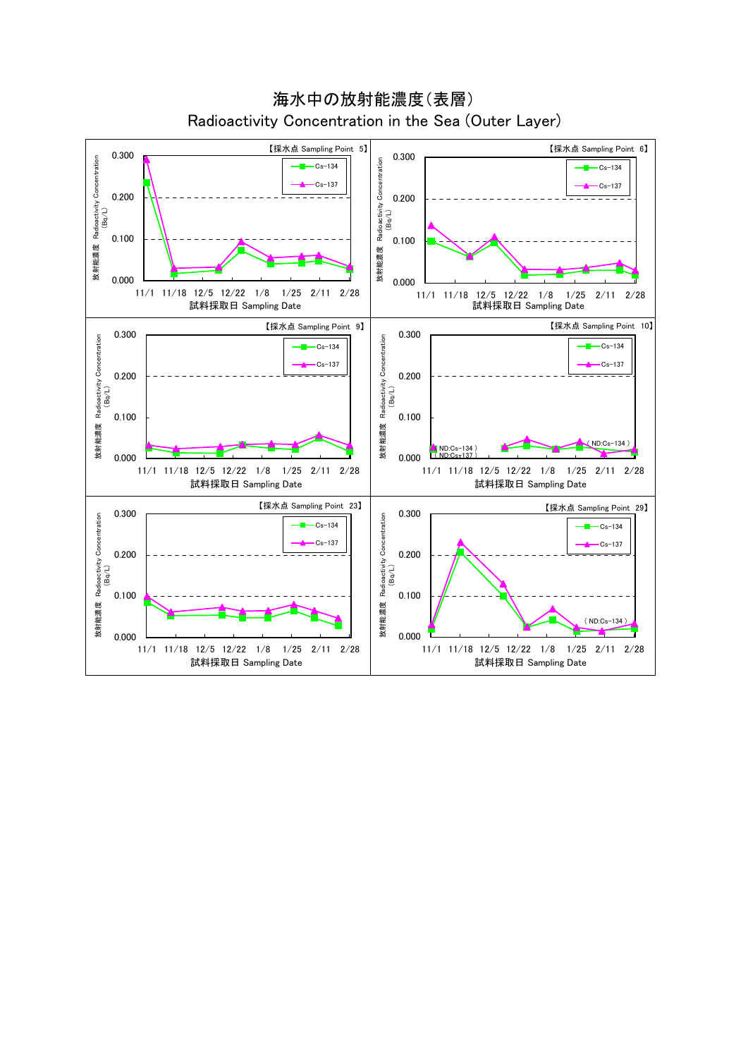# 海水中の放射能濃度(表層)
## Radioactivity Concentration in the Sea (Outer Layer)

【採水点 Sampling Point 5】

放射能濃度 Radioactivity Concentration (Bq/L)

0.300
0.200
0.100
0.000

Cs-134
Cs-137

11/1 11/18 12/5 12/22 1/8 1/25 2/11 2/28

試料採取日 Sampling Date

【採水点 Sampling Point 6】

放射能濃度 Radioactivity Concentration (Bq/L)

0.300
0.200
0.100
0.000

Cs-134
Cs-137

11/1 11/18 12/5 12/22 1/8 1/25 2/11 2/28

試料採取日 Sampling Date

【採水点 Sampling Point 9】

放射能濃度 Radioactivity Concentration (Bq/L)

0.300
0.200
0.100
0.000

Cs-134
Cs-137

11/1 11/18 12/5 12/22 1/8 1/25 2/11 2/28

試料採取日 Sampling Date

【採水点 Sampling Point 10】

放射能濃度 Radioactivity Concentration (Bq/L)

0.300
0.200
0.100
0.000

Cs-134
Cs-137

( ND:Cs-134 )
( ND:Cs-137 )
( ND:Cs-134 )

11/1 11/18 12/5 12/22 1/8 1/25 2/11 2/28

試料採取日 Sampling Date

【採水点 Sampling Point 23】

放射能濃度 Radioactivity Concentration (Bq/L)

0.300
0.200
0.100
0.000

Cs-134
Cs-137

11/1 11/18 12/5 12/22 1/8 1/25 2/11 2/28

試料採取日 Sampling Date

【採水点 Sampling Point 29】

放射能濃度 Radioactivity Concentration (Bq/L)

0.300
0.200
0.100
0.000

Cs-134
Cs-137

( ND:Cs-134 )

11/1 11/18 12/5 12/22 1/8 1/25 2/11 2/28

試料採取日 Sampling Date